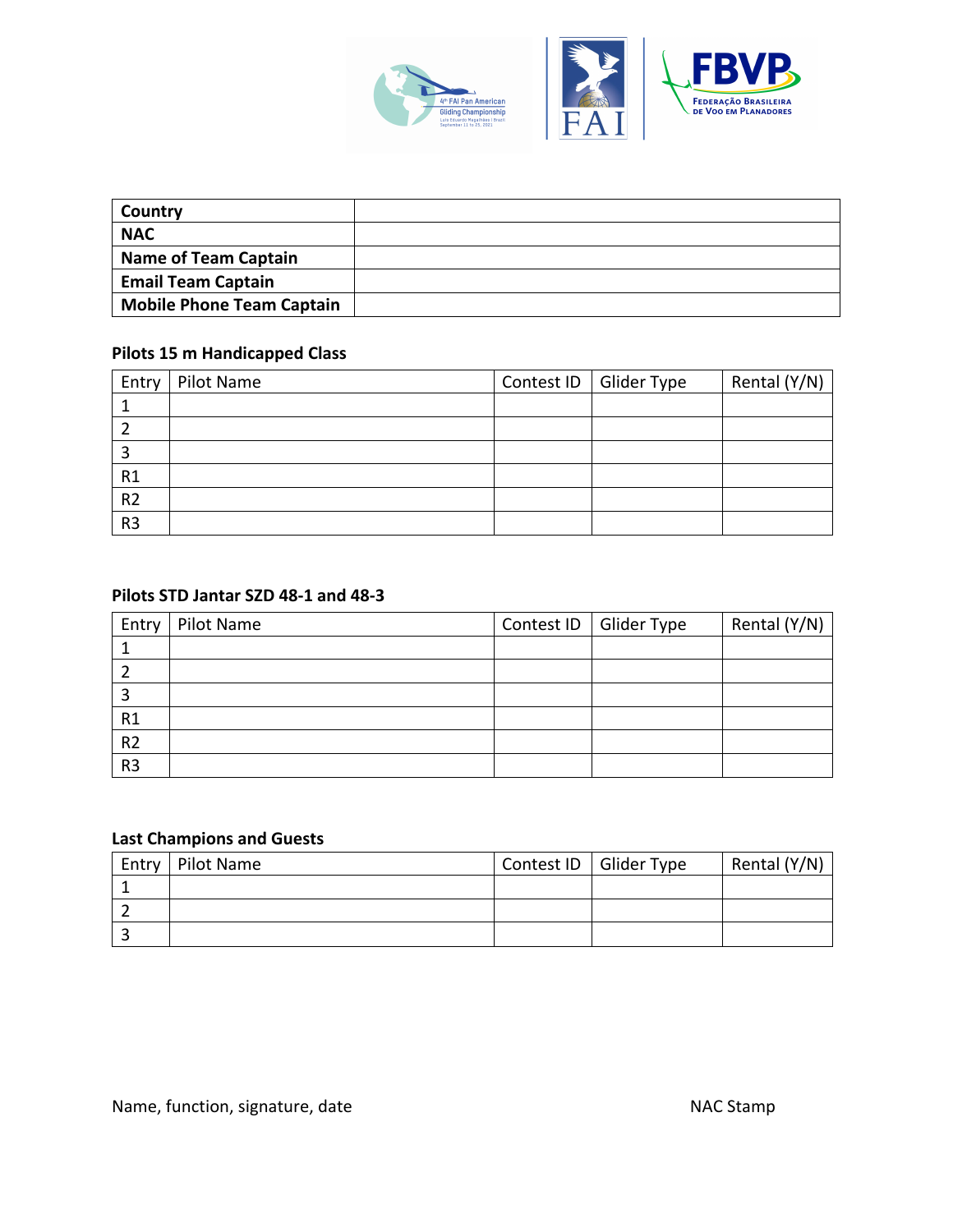| Country | |
|---|---|
| NAC | |
| Name of Team Captain | |
| Email Team Captain | |
| Mobile Phone Team Captain | |

### Pilots 15 m Handicapped Class

| Entry | Pilot Name | Contest ID | Glider Type | Rental (Y/N) |
|---|---|---|---|---|
| 1 | | | | |
| 2 | | | | |
| 3 | | | | |
| R1 | | | | |
| R2 | | | | |
| R3 | | | | |

### Pilots STD Jantar SZD 48-1 and 48-3

| Entry | Pilot Name | Contest ID | Glider Type | Rental (Y/N) |
|---|---|---|---|---|
| 1 | | | | |
| 2 | | | | |
| 3 | | | | |
| R1 | | | | |
| R2 | | | | |
| R3 | | | | |

### Last Champions and Guests

| Entry | Pilot Name | Contest ID | Glider Type | Rental (Y/N) |
|---|---|---|---|---|
| 1 | | | | |
| 2 | | | | |
| 3 | | | | |

Name, function, signature, date

NAC Stamp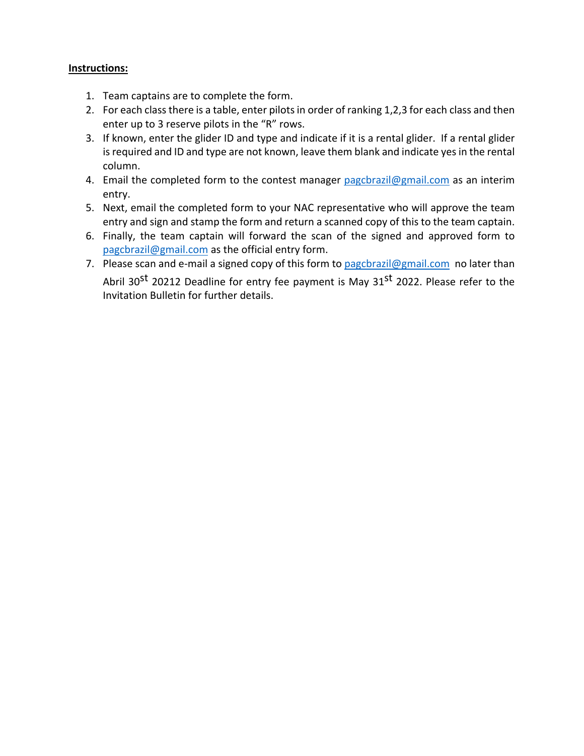**Instructions:**

1. Team captains are to complete the form.
2. For each class there is a table, enter pilots in order of ranking 1,2,3 for each class and then enter up to 3 reserve pilots in the "R" rows.
3. If known, enter the glider ID and type and indicate if it is a rental glider. If a rental glider is required and ID and type are not known, leave them blank and indicate yes in the rental column.
4. Email the completed form to the contest manager pagcbrazil@gmail.com as an interim entry.
5. Next, email the completed form to your NAC representative who will approve the team entry and sign and stamp the form and return a scanned copy of this to the team captain.
6. Finally, the team captain will forward the scan of the signed and approved form to pagcbrazil@gmail.com as the official entry form.
7. Please scan and e-mail a signed copy of this form to pagcbrazil@gmail.com no later than Abril 30st 20212 Deadline for entry fee payment is May 31st 2022. Please refer to the Invitation Bulletin for further details.